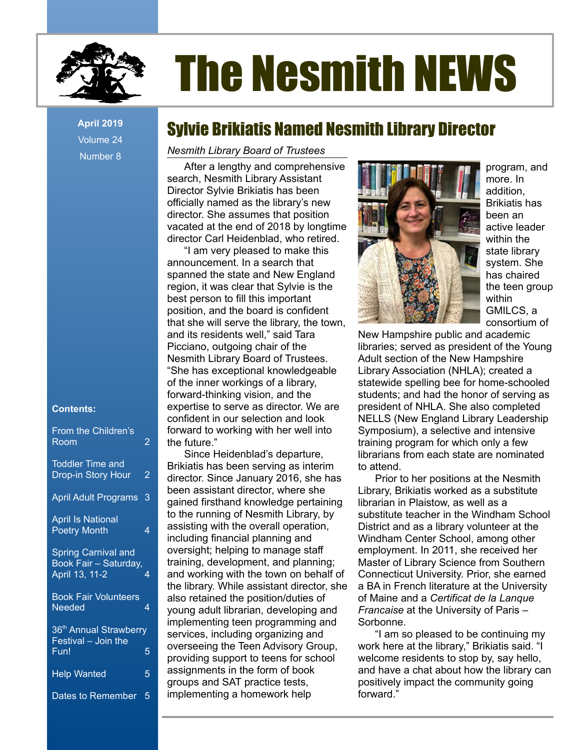# The Nesmith NEWS

April 2019
Volume 24
Number 8

**Contents:**

- From the Children's Room 2
- Toddler Time and Drop-in Story Hour 2
- April Adult Programs 3
- April Is National Poetry Month 4
- Spring Carnival and Book Fair – Saturday, April 13, 11-2 4
- Book Fair Volunteers Needed 4
- 36th Annual Strawberry Festival – Join the Fun! 5
- Help Wanted 5
- Dates to Remember 5

## Sylvie Brikiatis Named Nesmith Library Director

*Nesmith Library Board of Trustees*

After a lengthy and comprehensive search, Nesmith Library Assistant Director Sylvie Brikiatis has been officially named as the library's new director. She assumes that position vacated at the end of 2018 by longtime director Carl Heidenblad, who retired.

"I am very pleased to make this announcement. In a search that spanned the state and New England region, it was clear that Sylvie is the best person to fill this important position, and the board is confident that she will serve the library, the town, and its residents well," said Tara Picciano, outgoing chair of the Nesmith Library Board of Trustees. "She has exceptional knowledgeable of the inner workings of a library, forward-thinking vision, and the expertise to serve as director. We are confident in our selection and look forward to working with her well into the future."

Since Heidenblad's departure, Brikiatis has been serving as interim director. Since January 2016, she has been assistant director, where she gained firsthand knowledge pertaining to the running of Nesmith Library, by assisting with the overall operation, including financial planning and oversight; helping to manage staff training, development, and planning; and working with the town on behalf of the library. While assistant director, she also retained the position/duties of young adult librarian, developing and implementing teen programming and services, including organizing and overseeing the Teen Advisory Group, providing support to teens for school assignments in the form of book groups and SAT practice tests, implementing a homework help program, and more. In addition, Brikiatis has been an active leader within the state library system. She has chaired the teen group within GMILCS, a consortium of New Hampshire public and academic libraries; served as president of the Young Adult section of the New Hampshire Library Association (NHLA); created a statewide spelling bee for home-schooled students; and had the honor of serving as president of NHLA. She also completed NELLS (New England Library Leadership Symposium), a selective and intensive training program for which only a few librarians from each state are nominated to attend.

Prior to her positions at the Nesmith Library, Brikiatis worked as a substitute librarian in Plaistow, as well as a substitute teacher in the Windham School District and as a library volunteer at the Windham Center School, among other employment. In 2011, she received her Master of Library Science from Southern Connecticut University. Prior, she earned a BA in French literature at the University of Maine and a *Certificat de la Lanque Francaise* at the University of Paris – Sorbonne.

"I am so pleased to be continuing my work here at the library," Brikiatis said. "I welcome residents to stop by, say hello, and have a chat about how the library can positively impact the community going forward."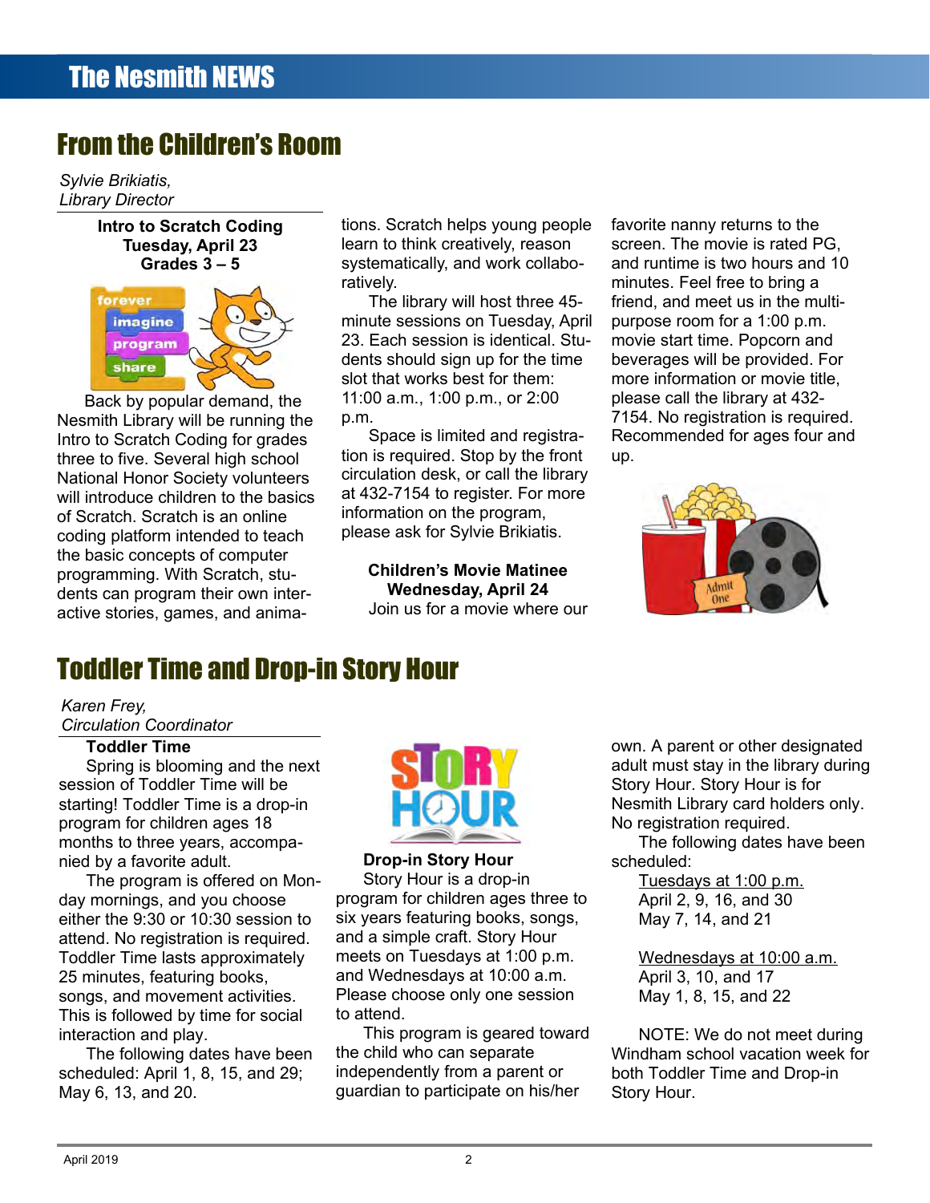## From the Children's Room

*Sylvie Brikiatis,*
*Library Director*

**Intro to Scratch Coding**
**Tuesday, April 23**
**Grades 3 – 5**

Back by popular demand, the Nesmith Library will be running the Intro to Scratch Coding for grades three to five. Several high school National Honor Society volunteers will introduce children to the basics of Scratch. Scratch is an online coding platform intended to teach the basic concepts of computer programming. With Scratch, students can program their own interactive stories, games, and animations. Scratch helps young people learn to think creatively, reason systematically, and work collaboratively.

The library will host three 45-minute sessions on Tuesday, April 23. Each session is identical. Students should sign up for the time slot that works best for them: 11:00 a.m., 1:00 p.m., or 2:00 p.m.

Space is limited and registration is required. Stop by the front circulation desk, or call the library at 432-7154 to register. For more information on the program, please ask for Sylvie Brikiatis.

**Children's Movie Matinee**
**Wednesday, April 24**

Join us for a movie where our favorite nanny returns to the screen. The movie is rated PG, and runtime is two hours and 10 minutes. Feel free to bring a friend, and meet us in the multi-purpose room for a 1:00 p.m. movie start time. Popcorn and beverages will be provided. For more information or movie title, please call the library at 432-7154. No registration is required. Recommended for ages four and up.

## Toddler Time and Drop-in Story Hour

*Karen Frey,*
*Circulation Coordinator*

**Toddler Time**

Spring is blooming and the next session of Toddler Time will be starting! Toddler Time is a drop-in program for children ages 18 months to three years, accompanied by a favorite adult.

The program is offered on Monday mornings, and you choose either the 9:30 or 10:30 session to attend. No registration is required. Toddler Time lasts approximately 25 minutes, featuring books, songs, and movement activities. This is followed by time for social interaction and play.

The following dates have been scheduled: April 1, 8, 15, and 29; May 6, 13, and 20.

**Drop-in Story Hour**

Story Hour is a drop-in program for children ages three to six years featuring books, songs, and a simple craft. Story Hour meets on Tuesdays at 1:00 p.m. and Wednesdays at 10:00 a.m. Please choose only one session to attend.

This program is geared toward the child who can separate independently from a parent or guardian to participate on his/her own. A parent or other designated adult must stay in the library during Story Hour. Story Hour is for Nesmith Library card holders only. No registration required.

The following dates have been scheduled:

<u>Tuesdays at 1:00 p.m.</u>
April 2, 9, 16, and 30
May 7, 14, and 21

<u>Wednesdays at 10:00 a.m.</u>
April 3, 10, and 17
May 1, 8, 15, and 22

NOTE: We do not meet during Windham school vacation week for both Toddler Time and Drop-in Story Hour.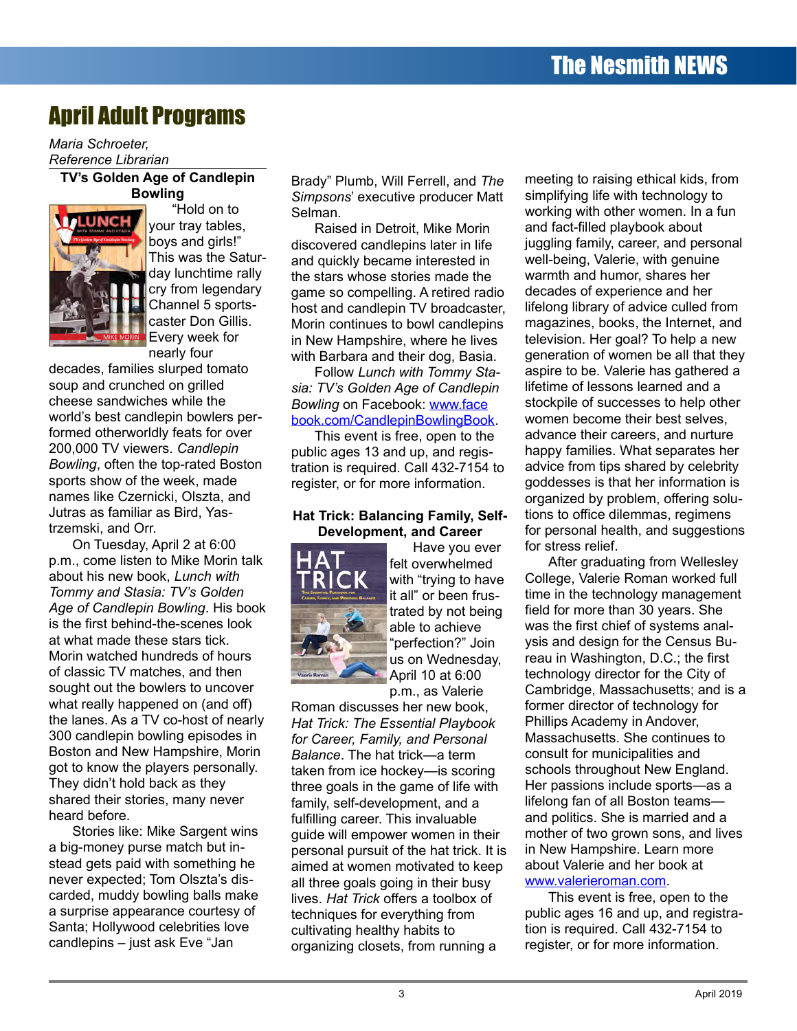# April Adult Programs

*Maria Schroeter, Reference Librarian*

### TV's Golden Age of Candlepin Bowling

"Hold on to your tray tables, boys and girls!" This was the Saturday lunchtime rally cry from legendary Channel 5 sportscaster Don Gillis. Every week for nearly four decades, families slurped tomato soup and crunched on grilled cheese sandwiches while the world's best candlepin bowlers performed otherworldly feats for over 200,000 TV viewers. *Candlepin Bowling*, often the top-rated Boston sports show of the week, made names like Czernicki, Olszta, and Jutras as familiar as Bird, Yastrzemski, and Orr.

On Tuesday, April 2 at 6:00 p.m., come listen to Mike Morin talk about his new book, *Lunch with Tommy and Stasia: TV's Golden Age of Candlepin Bowling*. His book is the first behind-the-scenes look at what made these stars tick. Morin watched hundreds of hours of classic TV matches, and then sought out the bowlers to uncover what really happened on (and off) the lanes. As a TV co-host of nearly 300 candlepin bowling episodes in Boston and New Hampshire, Morin got to know the players personally. They didn't hold back as they shared their stories, many never heard before.

Stories like: Mike Sargent wins a big-money purse match but instead gets paid with something he never expected; Tom Olszta's discarded, muddy bowling balls make a surprise appearance courtesy of Santa; Hollywood celebrities love candlepins – just ask Eve "Jan Brady" Plumb, Will Ferrell, and *The Simpsons*' executive producer Matt Selman.

Raised in Detroit, Mike Morin discovered candlepins later in life and quickly became interested in the stars whose stories made the game so compelling. A retired radio host and candlepin TV broadcaster, Morin continues to bowl candlepins in New Hampshire, where he lives with Barbara and their dog, Basia.

Follow *Lunch with Tommy Stasia: TV's Golden Age of Candlepin Bowling* on Facebook: [www.facebook.com/CandlepinBowlingBook](www.facebook.com/CandlepinBowlingBook).

This event is free, open to the public ages 13 and up, and registration is required. Call 432-7154 to register, or for more information.

### Hat Trick: Balancing Family, Self-Development, and Career

Have you ever felt overwhelmed with "trying to have it all" or been frustrated by not being able to achieve "perfection?" Join us on Wednesday, April 10 at 6:00 p.m., as Valerie Roman discusses her new book, *Hat Trick: The Essential Playbook for Career, Family, and Personal Balance*. The hat trick—a term taken from ice hockey—is scoring three goals in the game of life with family, self-development, and a fulfilling career. This invaluable guide will empower women in their personal pursuit of the hat trick. It is aimed at women motivated to keep all three goals going in their busy lives. *Hat Trick* offers a toolbox of techniques for everything from cultivating healthy habits to organizing closets, from running a meeting to raising ethical kids, from simplifying life with technology to working with other women. In a fun and fact-filled playbook about juggling family, career, and personal well-being, Valerie, with genuine warmth and humor, shares her decades of experience and her lifelong library of advice culled from magazines, books, the Internet, and television. Her goal? To help a new generation of women be all that they aspire to be. Valerie has gathered a lifetime of lessons learned and a stockpile of successes to help other women become their best selves, advance their careers, and nurture happy families. What separates her advice from tips shared by celebrity goddesses is that her information is organized by problem, offering solutions to office dilemmas, regimens for personal health, and suggestions for stress relief.

After graduating from Wellesley College, Valerie Roman worked full time in the technology management field for more than 30 years. She was the first chief of systems analysis and design for the Census Bureau in Washington, D.C.; the first technology director for the City of Cambridge, Massachusetts; and is a former director of technology for Phillips Academy in Andover, Massachusetts. She continues to consult for municipalities and schools throughout New England. Her passions include sports—as a lifelong fan of all Boston teams—and politics. She is married and a mother of two grown sons, and lives in New Hampshire. Learn more about Valerie and her book at [www.valerieroman.com](www.valerieroman.com).

This event is free, open to the public ages 16 and up, and registration is required. Call 432-7154 to register, or for more information.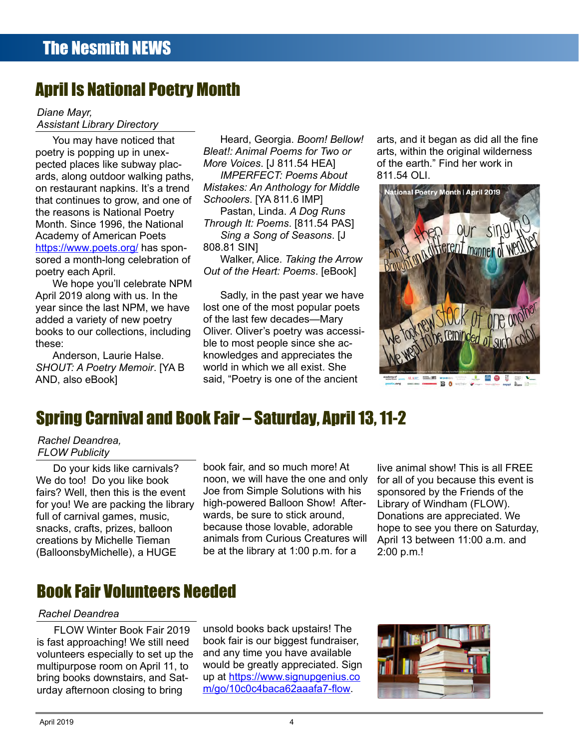## April Is National Poetry Month

*Diane Mayr, Assistant Library Directory*

You may have noticed that poetry is popping up in unexpected places like subway placards, along outdoor walking paths, on restaurant napkins. It's a trend that continues to grow, and one of the reasons is National Poetry Month. Since 1996, the National Academy of American Poets https://www.poets.org/ has sponsored a month-long celebration of poetry each April.

We hope you'll celebrate NPM April 2019 along with us. In the year since the last NPM, we have added a variety of new poetry books to our collections, including these:

Anderson, Laurie Halse. *SHOUT: A Poetry Memoir*. [YA B AND, also eBook]

Heard, Georgia. *Boom! Bellow! Bleat!: Animal Poems for Two or More Voices*. [J 811.54 HEA]

*IMPERFECT: Poems About Mistakes: An Anthology for Middle Schoolers*. [YA 811.6 IMP]

Pastan, Linda. *A Dog Runs Through It: Poems*. [811.54 PAS]

*Sing a Song of Seasons*. [J 808.81 SIN]

Walker, Alice. *Taking the Arrow Out of the Heart: Poems*. [eBook]

Sadly, in the past year we have lost one of the most popular poets of the last few decades—Mary Oliver. Oliver's poetry was accessible to most people since she acknowledges and appreciates the world in which we all exist. She said, "Poetry is one of the ancient arts, and it began as did all the fine arts, within the original wilderness of the earth." Find her work in 811.54 OLI.

## Spring Carnival and Book Fair – Saturday, April 13, 11-2

*Rachel Deandrea, FLOW Publicity*

Do your kids like carnivals? We do too! Do you like book fairs? Well, then this is the event for you! We are packing the library full of carnival games, music, snacks, crafts, prizes, balloon creations by Michelle Tieman (BalloonsbyMichelle), a HUGE book fair, and so much more! At noon, we will have the one and only Joe from Simple Solutions with his high-powered Balloon Show! Afterwards, be sure to stick around, because those lovable, adorable animals from Curious Creatures will be at the library at 1:00 p.m. for a live animal show! This is all FREE for all of you because this event is sponsored by the Friends of the Library of Windham (FLOW). Donations are appreciated. We hope to see you there on Saturday, April 13 between 11:00 a.m. and 2:00 p.m.!

## Book Fair Volunteers Needed

*Rachel Deandrea*

FLOW Winter Book Fair 2019 is fast approaching! We still need volunteers especially to set up the multipurpose room on April 11, to bring books downstairs, and Saturday afternoon closing to bring unsold books back upstairs! The book fair is our biggest fundraiser, and any time you have available would be greatly appreciated. Sign up at https://www.signupgenius.com/go/10c0c4baca62aaafa7-flow.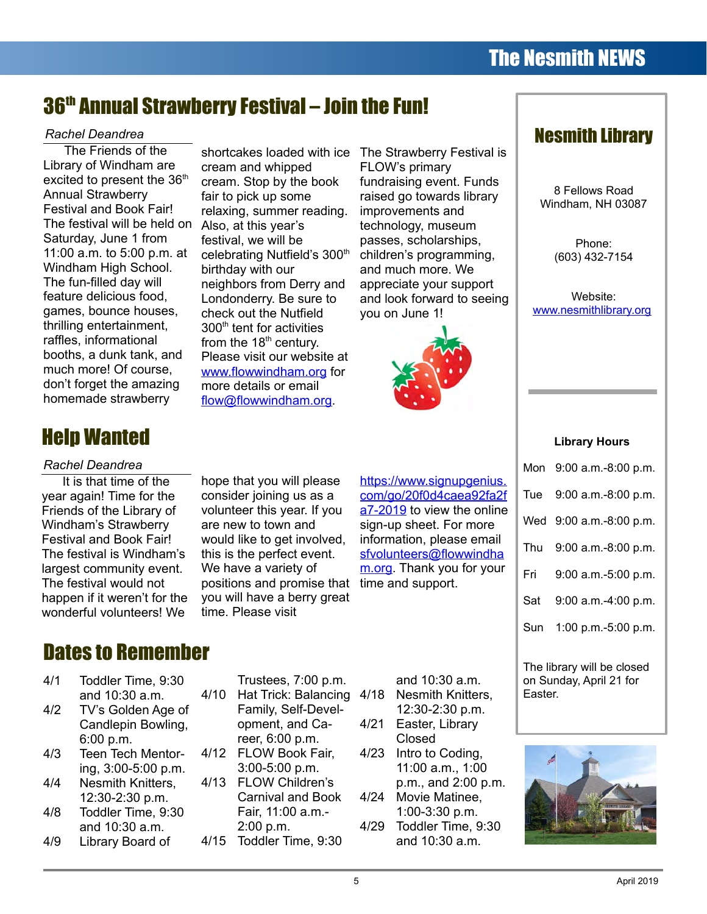# 36th Annual Strawberry Festival – Join the Fun!

*Rachel Deandrea*

The Friends of the Library of Windham are excited to present the 36th Annual Strawberry Festival and Book Fair! The festival will be held on Saturday, June 1 from 11:00 a.m. to 5:00 p.m. at Windham High School. The fun-filled day will feature delicious food, games, bounce houses, thrilling entertainment, raffles, informational booths, a dunk tank, and much more! Of course, don't forget the amazing homemade strawberry shortcakes loaded with ice cream and whipped cream. Stop by the book fair to pick up some relaxing, summer reading. Also, at this year's festival, we will be celebrating Nutfield's 300th birthday with our neighbors from Derry and Londonderry. Be sure to check out the Nutfield 300th tent for activities from the 18th century. Please visit our website at www.flowwindham.org for more details or email flow@flowwindham.org.

The Strawberry Festival is FLOW's primary fundraising event. Funds raised go towards library improvements and technology, museum passes, scholarships, children's programming, and much more. We appreciate your support and look forward to seeing you on June 1!

# Help Wanted

*Rachel Deandrea*

It is that time of the year again! Time for the Friends of the Library of Windham's Strawberry Festival and Book Fair! The festival is Windham's largest community event. The festival would not happen if it weren't for the wonderful volunteers! We hope that you will please consider joining us as a volunteer this year. If you are new to town and would like to get involved, this is the perfect event. We have a variety of positions and promise that you will have a berry great time. Please visit https://www.signupgenius.com/go/20f0d4caea92fa2fa7-2019 to view the online sign-up sheet. For more information, please email sfvolunteers@flowwindham.org. Thank you for your time and support.

# Dates to Remember

- 4/1 Toddler Time, 9:30 and 10:30 a.m.
- 4/2 TV's Golden Age of Candlepin Bowling, 6:00 p.m.
- 4/3 Teen Tech Mentoring, 3:00-5:00 p.m.
- 4/4 Nesmith Knitters, 12:30-2:30 p.m.
- 4/8 Toddler Time, 9:30 and 10:30 a.m.
- 4/9 Library Board of Trustees, 7:00 p.m.
- 4/10 Hat Trick: Balancing Family, Self-Development, and Career, 6:00 p.m.
- 4/12 FLOW Book Fair, 3:00-5:00 p.m.
- 4/13 FLOW Children's Carnival and Book Fair, 11:00 a.m.-2:00 p.m.
- 4/15 Toddler Time, 9:30 and 10:30 a.m.
- 4/18 Nesmith Knitters, 12:30-2:30 p.m.
- 4/21 Easter, Library Closed
- 4/23 Intro to Coding, 11:00 a.m., 1:00 p.m., and 2:00 p.m.
- 4/24 Movie Matinee, 1:00-3:30 p.m.
- 4/29 Toddler Time, 9:30 and 10:30 a.m.

## Nesmith Library

8 Fellows Road
Windham, NH 03087

Phone:
(603) 432-7154

Website:
www.nesmithlibrary.org

**Library Hours**

| | |
|---|---|
| Mon | 9:00 a.m.-8:00 p.m. |
| Tue | 9:00 a.m.-8:00 p.m. |
| Wed | 9:00 a.m.-8:00 p.m. |
| Thu | 9:00 a.m.-8:00 p.m. |
| Fri | 9:00 a.m.-5:00 p.m. |
| Sat | 9:00 a.m.-4:00 p.m. |
| Sun | 1:00 p.m.-5:00 p.m. |

The library will be closed on Sunday, April 21 for Easter.